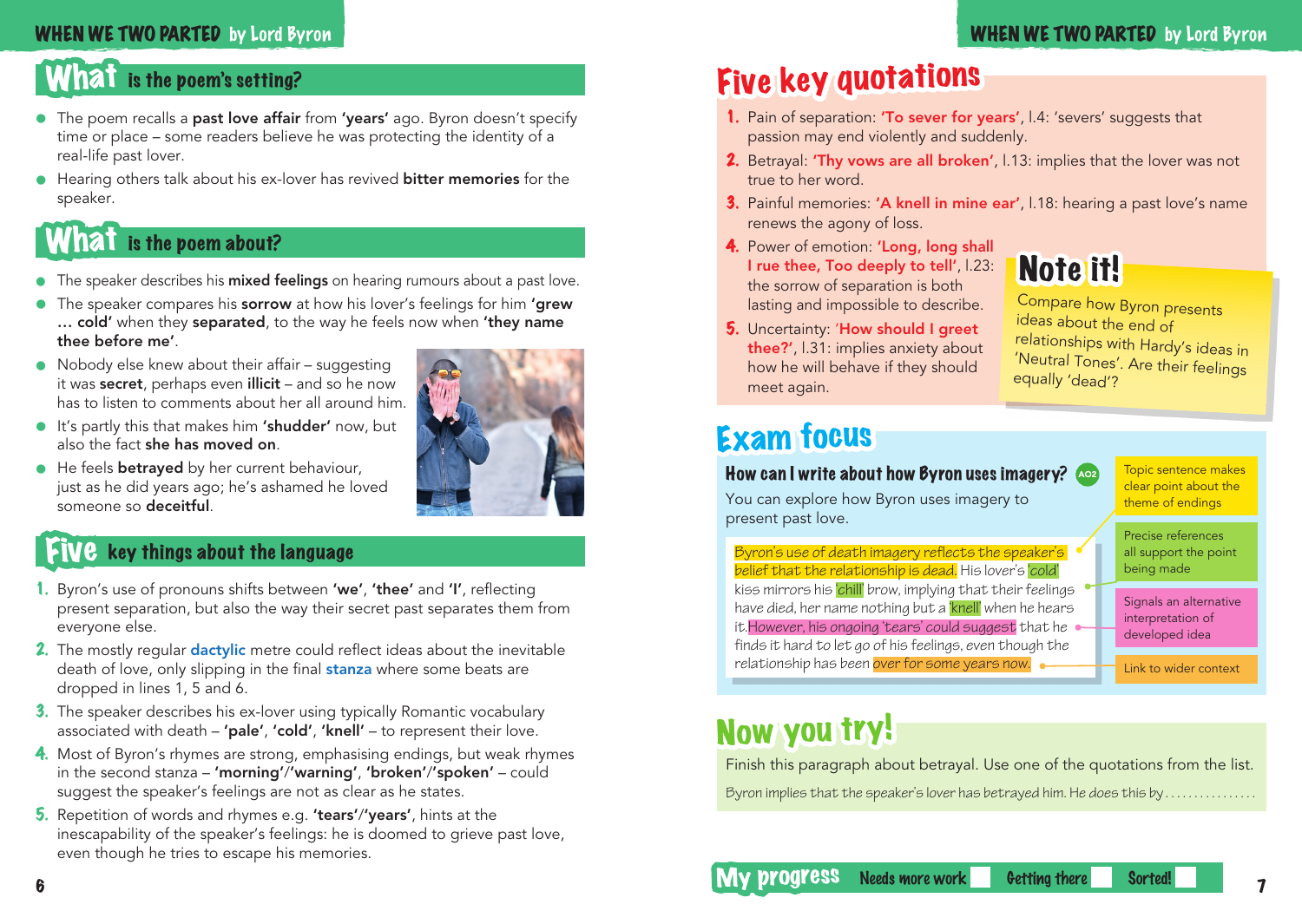## What is the poem's setting?

- The poem recalls a **past love affair** from **'years'** ago. Byron doesn't specify time or place – some readers believe he was protecting the identity of a real-life past lover.
- Hearing others talk about his ex-lover has revived **bitter memories** for the speaker.

## What is the poem about?

- The speaker describes his **mixed feelings** on hearing rumours about a past love.
- The speaker compares his **sorrow** at how his lover's feelings for him **'grew … cold'** when they **separated**, to the way he feels now when **'they name thee before me'**.
- Nobody else knew about their affair – suggesting it was **secret**, perhaps even **illicit** – and so he now has to listen to comments about her all around him.
- It's partly this that makes him **'shudder'** now, but also the fact **she has moved on**.
- He feels **betrayed** by her current behaviour, just as he did years ago; he's ashamed he loved someone so **deceitful**.

## Five key things about the language

1. Byron's use of pronouns shifts between **'we'**, **'thee'** and **'I'**, reflecting present separation, but also the way their secret past separates them from everyone else.
2. The mostly regular **dactylic** metre could reflect ideas about the inevitable death of love, only slipping in the final **stanza** where some beats are dropped in lines 1, 5 and 6.
3. The speaker describes his ex-lover using typically Romantic vocabulary associated with death – **'pale'**, **'cold'**, **'knell'** – to represent their love.
4. Most of Byron's rhymes are strong, emphasising endings, but weak rhymes in the second stanza – **'morning'/'warning'**, **'broken'/'spoken'** – could suggest the speaker's feelings are not as clear as he states.
5. Repetition of words and rhymes e.g. **'tears'/'years'**, hints at the inescapability of the speaker's feelings: he is doomed to grieve past love, even though he tries to escape his memories.

## Five key quotations

1. Pain of separation: **'To sever for years'**, l.4: 'severs' suggests that passion may end violently and suddenly.
2. Betrayal: **'Thy vows are all broken'**, l.13: implies that the lover was not true to her word.
3. Painful memories: **'A knell in mine ear'**, l.18: hearing a past love's name renews the agony of loss.
4. Power of emotion: **'Long, long shall I rue thee, Too deeply to tell'**, l.23: the sorrow of separation is both lasting and impossible to describe.
5. Uncertainty: **'How should I greet thee?'**, l.31: implies anxiety about how he will behave if they should meet again.

### Note it!

Compare how Byron presents ideas about the end of relationships with Hardy's ideas in 'Neutral Tones'. Are their feelings equally 'dead'?

## Exam focus

### How can I write about how Byron uses imagery? AO2

You can explore how Byron uses imagery to present past love.

Byron's use of death imagery reflects the speaker's belief that the relationship is dead. His lover's 'cold' kiss mirrors his 'chill' brow, implying that their feelings have died, her name nothing but a 'knell' when he hears it. However, his ongoing 'tears' could suggest that he finds it hard to let go of his feelings, even though the relationship has been over for some years now.

- Topic sentence makes clear point about the theme of endings
- Precise references all support the point being made
- Signals an alternative interpretation of developed idea
- Link to wider context

## Now you try!

Finish this paragraph about betrayal. Use one of the quotations from the list.

Byron implies that the speaker's lover has betrayed him. He does this by……………

**My progress** Needs more work ☐ Getting there ☐ Sorted! ☐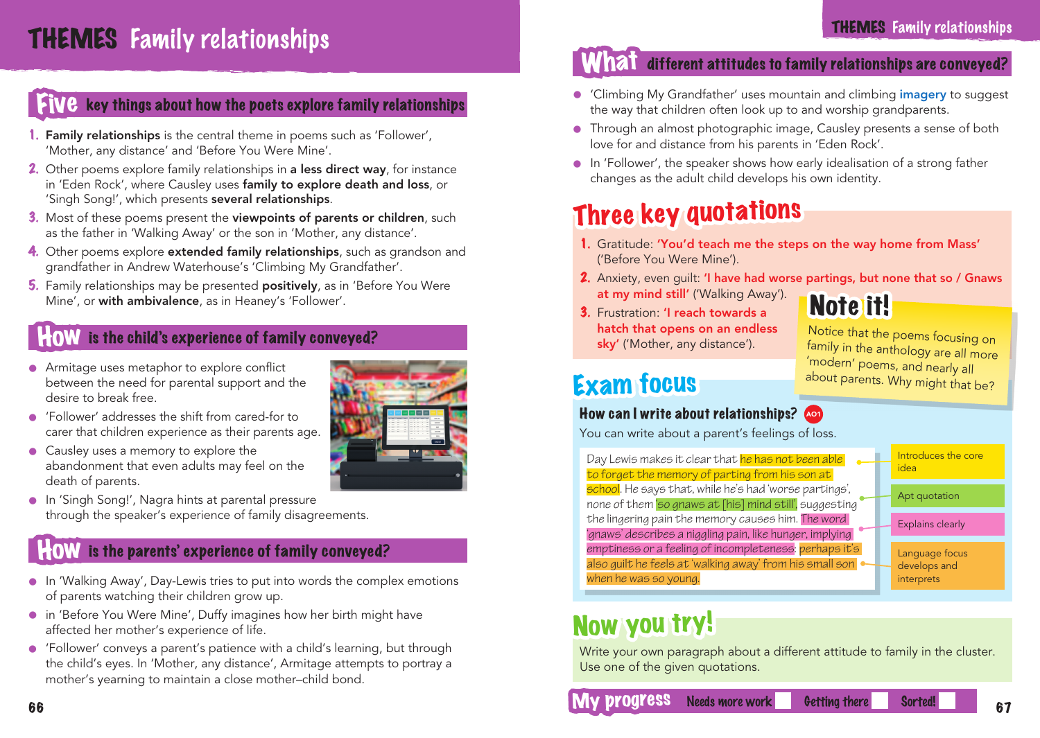# THEMES Family relationships

## Five key things about how the poets explore family relationships

1. **Family relationships** is the central theme in poems such as 'Follower', 'Mother, any distance' and 'Before You Were Mine'.
2. Other poems explore family relationships in **a less direct way**, for instance in 'Eden Rock', where Causley uses **family to explore death and loss**, or 'Singh Song!', which presents **several relationships**.
3. Most of these poems present the **viewpoints of parents or children**, such as the father in 'Walking Away' or the son in 'Mother, any distance'.
4. Other poems explore **extended family relationships**, such as grandson and grandfather in Andrew Waterhouse's 'Climbing My Grandfather'.
5. Family relationships may be presented **positively**, as in 'Before You Were Mine', or **with ambivalence**, as in Heaney's 'Follower'.

## How is the child's experience of family conveyed?

- Armitage uses metaphor to explore conflict between the need for parental support and the desire to break free.
- 'Follower' addresses the shift from cared-for to carer that children experience as their parents age.
- Causley uses a memory to explore the abandonment that even adults may feel on the death of parents.
- In 'Singh Song!', Nagra hints at parental pressure through the speaker's experience of family disagreements.

## How is the parents' experience of family conveyed?

- In 'Walking Away', Day-Lewis tries to put into words the complex emotions of parents watching their children grow up.
- in 'Before You Were Mine', Duffy imagines how her birth might have affected her mother's experience of life.
- 'Follower' conveys a parent's patience with a child's learning, but through the child's eyes. In 'Mother, any distance', Armitage attempts to portray a mother's yearning to maintain a close mother–child bond.

## What different attitudes to family relationships are conveyed?

- 'Climbing My Grandfather' uses mountain and climbing **imagery** to suggest the way that children often look up to and worship grandparents.
- Through an almost photographic image, Causley presents a sense of both love for and distance from his parents in 'Eden Rock'.
- In 'Follower', the speaker shows how early idealisation of a strong father changes as the adult child develops his own identity.

## Three key quotations

1. Gratitude: **'You'd teach me the steps on the way home from Mass'** ('Before You Were Mine').
2. Anxiety, even guilt: **'I have had worse partings, but none that so / Gnaws at my mind still'** ('Walking Away').
3. Frustration: **'I reach towards a hatch that opens on an endless sky'** ('Mother, any distance').

### Note it!

Notice that the poems focusing on family in the anthology are all more 'modern' poems, and nearly all about parents. Why might that be?

## Exam focus

### How can I write about relationships? AO1

You can write about a parent's feelings of loss.

> Day Lewis makes it clear that he has not been able to forget the memory of parting from his son at school. He says that, while he's had 'worse partings', none of them 'so gnaws at [his] mind still', suggesting the lingering pain the memory causes him. The word 'gnaws' describes a niggling pain, like hunger, implying emptiness or a feeling of incompleteness; perhaps it's also guilt he feels at 'walking away' from his small son when he was so young.

- Introduces the core idea
- Apt quotation
- Explains clearly
- Language focus develops and interprets

## Now you try!

Write your own paragraph about a different attitude to family in the cluster. Use one of the given quotations.

**My progress** Needs more work ☐ Getting there ☐ Sorted! ☐